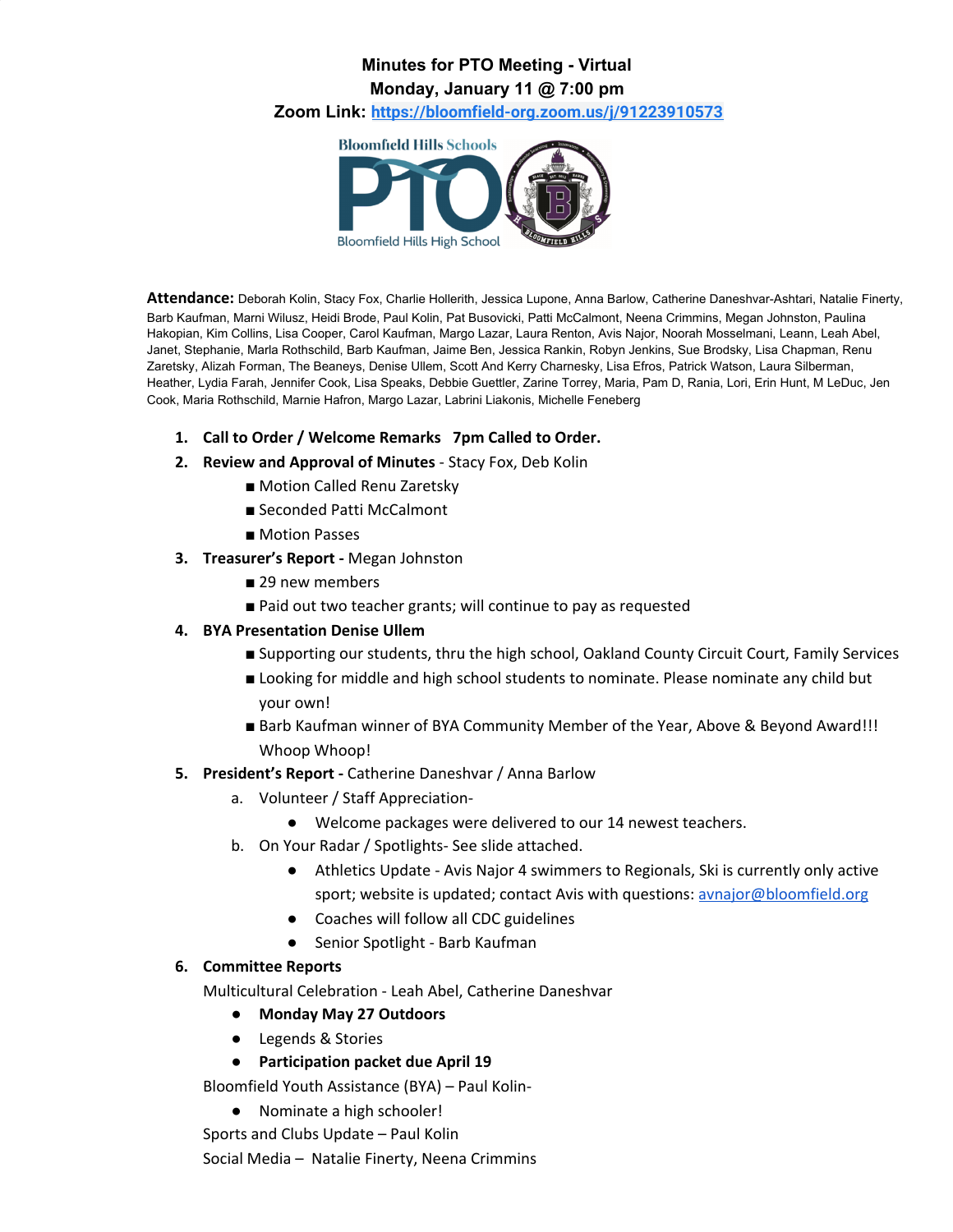# Minutes for PTO Meeting - Virtual

**Monday, January 11 @ 7:00 pm**

**Zoom Link: [https://bloomfield-org.zoom.us/j/91223910573](https://bloomfield-org.zoom.us/j/91223910573)**

**Attendance:** Deborah Kolin, Stacy Fox, Charlie Hollerith, Jessica Lupone, Anna Barlow, Catherine Daneshvar-Ashtari, Natalie Finerty, Barb Kaufman, Marni Wilusz, Heidi Brode, Paul Kolin, Pat Busovicki, Patti McCalmont, Neena Crimmins, Megan Johnston, Paulina Hakopian, Kim Collins, Lisa Cooper, Carol Kaufman, Margo Lazar, Laura Renton, Avis Najor, Noorah Mosselmani, Leann, Leah Abel, Janet, Stephanie, Marla Rothschild, Barb Kaufman, Jaime Ben, Jessica Rankin, Robyn Jenkins, Sue Brodsky, Lisa Chapman, Renu Zaretsky, Alizah Forman, The Beaneys, Denise Ullem, Scott And Kerry Charnesky, Lisa Efros, Patrick Watson, Laura Silberman, Heather, Lydia Farah, Jennifer Cook, Lisa Speaks, Debbie Guettler, Zarine Torrey, Maria, Pam D, Rania, Lori, Erin Hunt, M LeDuc, Jen Cook, Maria Rothschild, Marnie Hafron, Margo Lazar, Labrini Liakonis, Michelle Feneberg

1. **Call to Order / Welcome Remarks 7pm Called to Order.**
2. **Review and Approval of Minutes** - Stacy Fox, Deb Kolin
   - Motion Called Renu Zaretsky
   - Seconded Patti McCalmont
   - Motion Passes
3. **Treasurer's Report -** Megan Johnston
   - 29 new members
   - Paid out two teacher grants; will continue to pay as requested
4. **BYA Presentation Denise Ullem**
   - Supporting our students, thru the high school, Oakland County Circuit Court, Family Services
   - Looking for middle and high school students to nominate. Please nominate any child but your own!
   - Barb Kaufman winner of BYA Community Member of the Year, Above & Beyond Award!!! Whoop Whoop!
5. **President's Report -** Catherine Daneshvar / Anna Barlow
   a. Volunteer / Staff Appreciation-
      - Welcome packages were delivered to our 14 newest teachers.
   
   b. On Your Radar / Spotlights- See slide attached.
      - Athletics Update - Avis Najor 4 swimmers to Regionals, Ski is currently only active sport; website is updated; contact Avis with questions: [avnajor@bloomfield.org](mailto:avnajor@bloomfield.org)
      - Coaches will follow all CDC guidelines
      - Senior Spotlight - Barb Kaufman
6. **Committee Reports**

   Multicultural Celebration - Leah Abel, Catherine Daneshvar
   - **Monday May 27 Outdoors**
   - Legends & Stories
   - **Participation packet due April 19**

   Bloomfield Youth Assistance (BYA) – Paul Kolin-
   - Nominate a high schooler!

   Sports and Clubs Update – Paul Kolin

   Social Media – Natalie Finerty, Neena Crimmins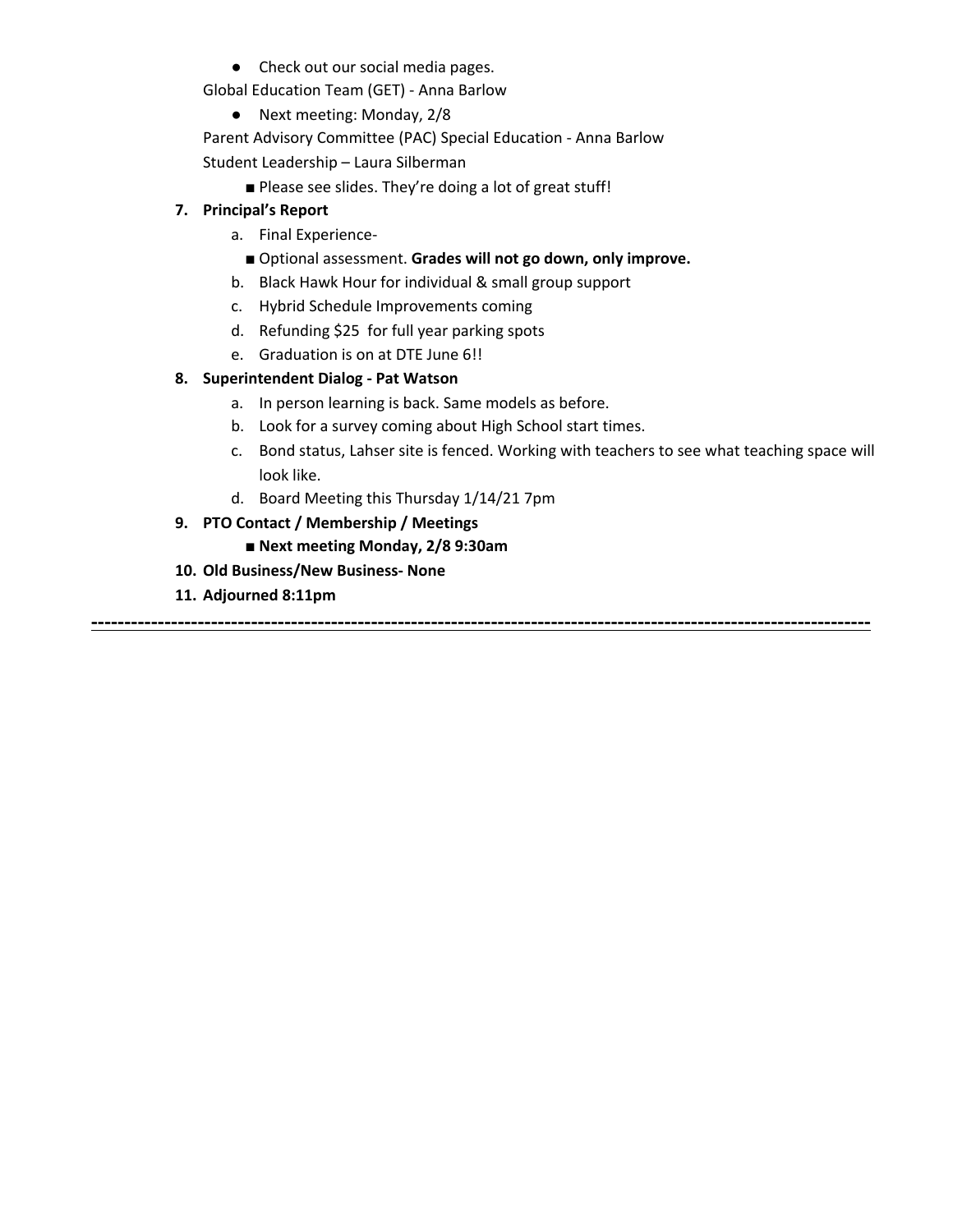- Check out our social media pages.

Global Education Team (GET) - Anna Barlow

- Next meeting: Monday, 2/8

Parent Advisory Committee (PAC) Special Education - Anna Barlow

Student Leadership – Laura Silberman

- Please see slides. They're doing a lot of great stuff!

7. **Principal's Report**
    a. Final Experience-
        - Optional assessment. **Grades will not go down, only improve.**
    b. Black Hawk Hour for individual & small group support
    c. Hybrid Schedule Improvements coming
    d. Refunding $25 for full year parking spots
    e. Graduation is on at DTE June 6!!
8. **Superintendent Dialog - Pat Watson**
    a. In person learning is back. Same models as before.
    b. Look for a survey coming about High School start times.
    c. Bond status, Lahser site is fenced. Working with teachers to see what teaching space will look like.
    d. Board Meeting this Thursday 1/14/21 7pm
9. **PTO Contact / Membership / Meetings**
    - **Next meeting Monday, 2/8 9:30am**
10. **Old Business/New Business- None**
11. **Adjourned 8:11pm**

---